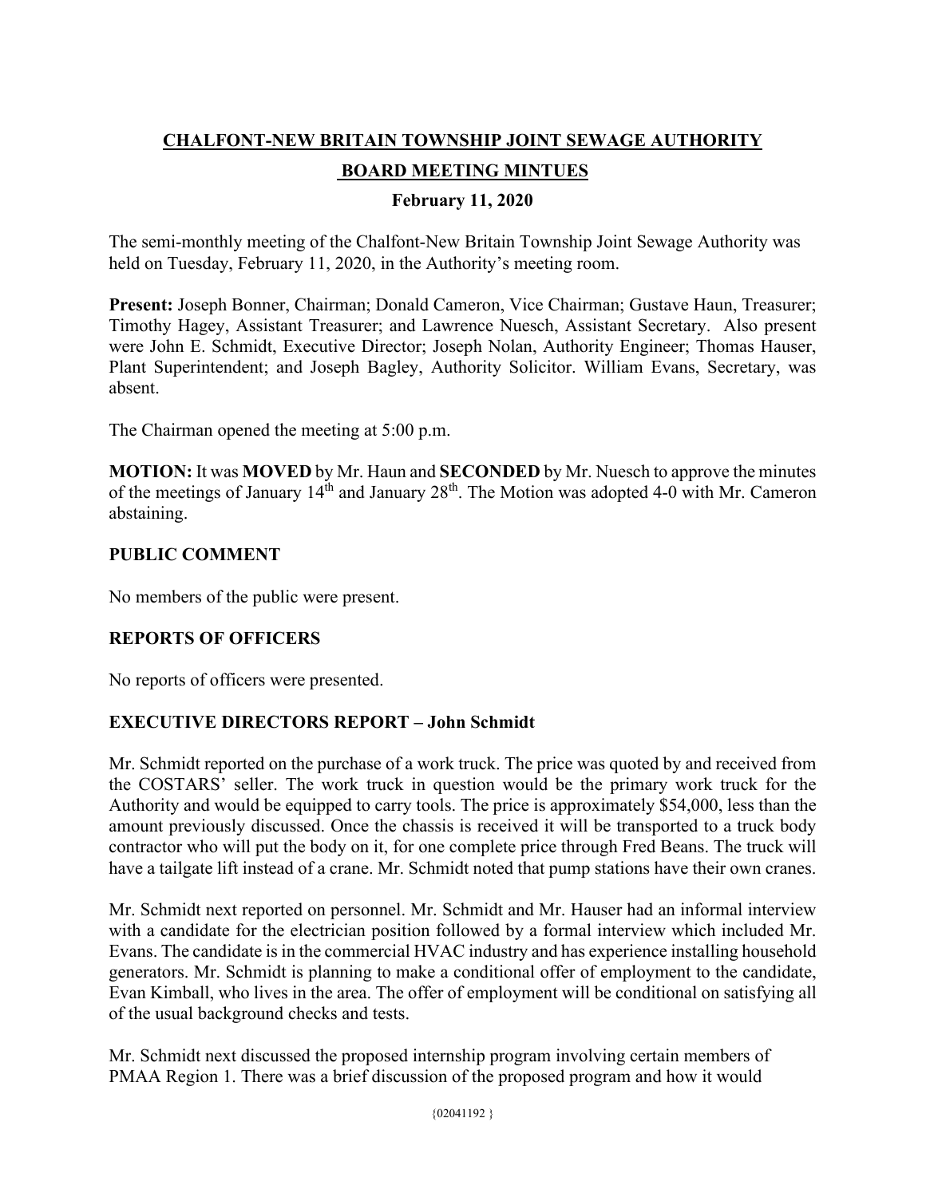# CHALFONT-NEW BRITAIN TOWNSHIP JOINT SEWAGE AUTHORITY

## BOARD MEETING MINTUES

### February 11, 2020

The semi-monthly meeting of the Chalfont-New Britain Township Joint Sewage Authority was held on Tuesday, February 11, 2020, in the Authority's meeting room.

**Present:** Joseph Bonner, Chairman; Donald Cameron, Vice Chairman; Gustave Haun, Treasurer; Timothy Hagey, Assistant Treasurer; and Lawrence Nuesch, Assistant Secretary. Also present were John E. Schmidt, Executive Director; Joseph Nolan, Authority Engineer; Thomas Hauser, Plant Superintendent; and Joseph Bagley, Authority Solicitor. William Evans, Secretary, was absent.

The Chairman opened the meeting at 5:00 p.m.

**MOTION:** It was **MOVED** by Mr. Haun and **SECONDED** by Mr. Nuesch to approve the minutes of the meetings of January 14th and January 28th. The Motion was adopted 4-0 with Mr. Cameron abstaining.

**PUBLIC COMMENT**

No members of the public were present.

**REPORTS OF OFFICERS**

No reports of officers were presented.

**EXECUTIVE DIRECTORS REPORT – John Schmidt**

Mr. Schmidt reported on the purchase of a work truck. The price was quoted by and received from the COSTARS' seller. The work truck in question would be the primary work truck for the Authority and would be equipped to carry tools. The price is approximately $54,000, less than the amount previously discussed. Once the chassis is received it will be transported to a truck body contractor who will put the body on it, for one complete price through Fred Beans. The truck will have a tailgate lift instead of a crane. Mr. Schmidt noted that pump stations have their own cranes.

Mr. Schmidt next reported on personnel. Mr. Schmidt and Mr. Hauser had an informal interview with a candidate for the electrician position followed by a formal interview which included Mr. Evans. The candidate is in the commercial HVAC industry and has experience installing household generators. Mr. Schmidt is planning to make a conditional offer of employment to the candidate, Evan Kimball, who lives in the area. The offer of employment will be conditional on satisfying all of the usual background checks and tests.

Mr. Schmidt next discussed the proposed internship program involving certain members of PMAA Region 1. There was a brief discussion of the proposed program and how it would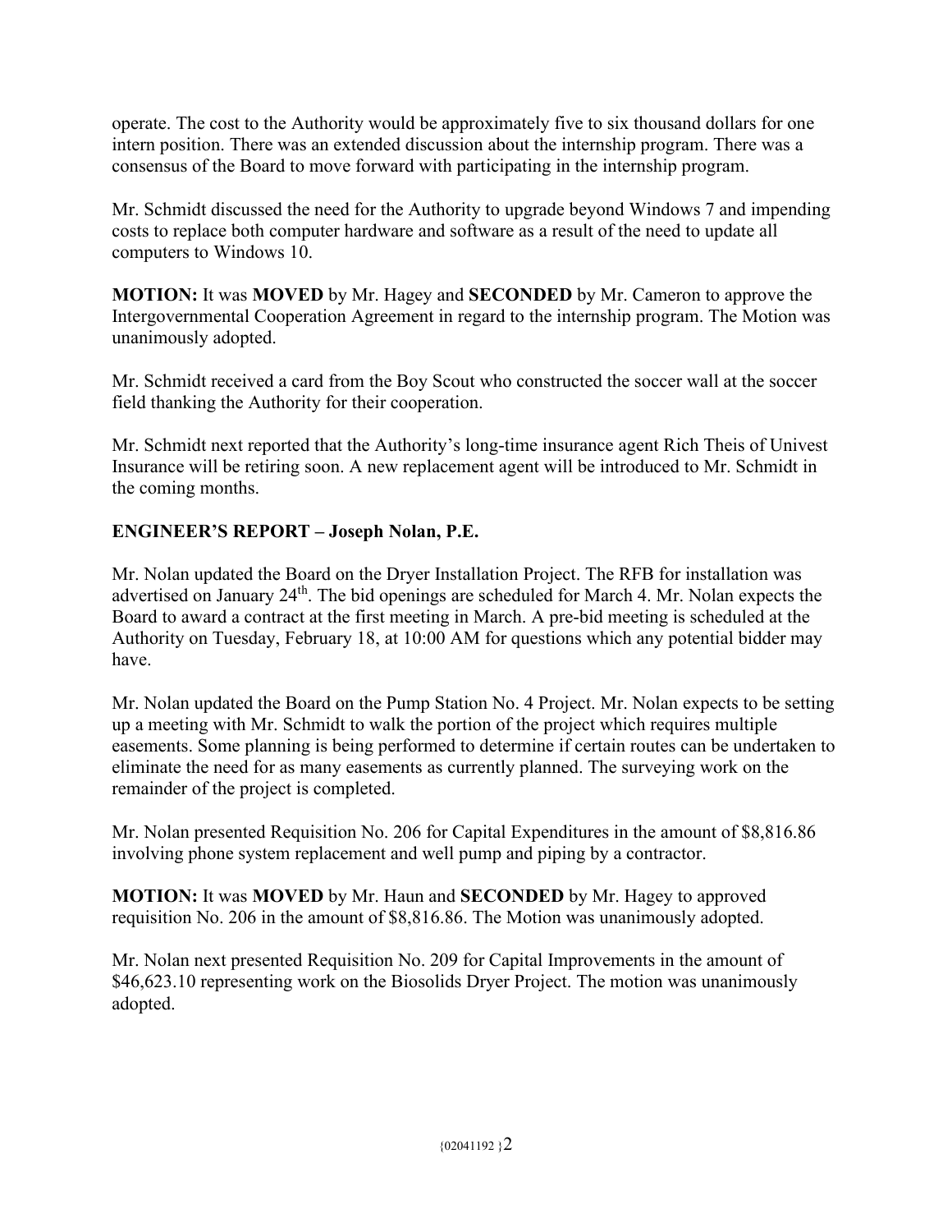operate. The cost to the Authority would be approximately five to six thousand dollars for one intern position. There was an extended discussion about the internship program. There was a consensus of the Board to move forward with participating in the internship program.

Mr. Schmidt discussed the need for the Authority to upgrade beyond Windows 7 and impending costs to replace both computer hardware and software as a result of the need to update all computers to Windows 10.

**MOTION:** It was **MOVED** by Mr. Hagey and **SECONDED** by Mr. Cameron to approve the Intergovernmental Cooperation Agreement in regard to the internship program. The Motion was unanimously adopted.

Mr. Schmidt received a card from the Boy Scout who constructed the soccer wall at the soccer field thanking the Authority for their cooperation.

Mr. Schmidt next reported that the Authority's long-time insurance agent Rich Theis of Univest Insurance will be retiring soon. A new replacement agent will be introduced to Mr. Schmidt in the coming months.

## ENGINEER'S REPORT – Joseph Nolan, P.E.

Mr. Nolan updated the Board on the Dryer Installation Project. The RFB for installation was advertised on January 24th. The bid openings are scheduled for March 4. Mr. Nolan expects the Board to award a contract at the first meeting in March. A pre-bid meeting is scheduled at the Authority on Tuesday, February 18, at 10:00 AM for questions which any potential bidder may have.

Mr. Nolan updated the Board on the Pump Station No. 4 Project. Mr. Nolan expects to be setting up a meeting with Mr. Schmidt to walk the portion of the project which requires multiple easements. Some planning is being performed to determine if certain routes can be undertaken to eliminate the need for as many easements as currently planned. The surveying work on the remainder of the project is completed.

Mr. Nolan presented Requisition No. 206 for Capital Expenditures in the amount of $8,816.86 involving phone system replacement and well pump and piping by a contractor.

**MOTION:** It was **MOVED** by Mr. Haun and **SECONDED** by Mr. Hagey to approved requisition No. 206 in the amount of $8,816.86. The Motion was unanimously adopted.

Mr. Nolan next presented Requisition No. 209 for Capital Improvements in the amount of $46,623.10 representing work on the Biosolids Dryer Project. The motion was unanimously adopted.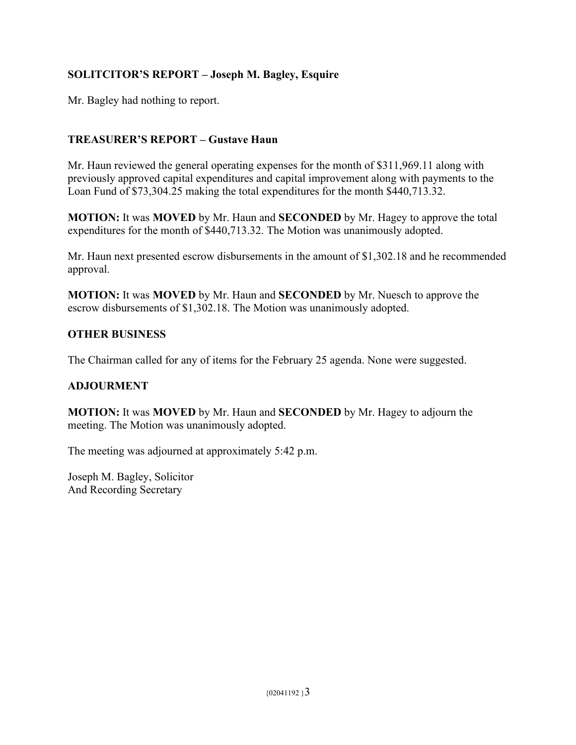**SOLITCITOR'S REPORT – Joseph M. Bagley, Esquire**

Mr. Bagley had nothing to report.

**TREASURER'S REPORT – Gustave Haun**

Mr. Haun reviewed the general operating expenses for the month of $311,969.11 along with previously approved capital expenditures and capital improvement along with payments to the Loan Fund of $73,304.25 making the total expenditures for the month $440,713.32.

**MOTION:** It was **MOVED** by Mr. Haun and **SECONDED** by Mr. Hagey to approve the total expenditures for the month of $440,713.32. The Motion was unanimously adopted.

Mr. Haun next presented escrow disbursements in the amount of $1,302.18 and he recommended approval.

**MOTION:** It was **MOVED** by Mr. Haun and **SECONDED** by Mr. Nuesch to approve the escrow disbursements of $1,302.18. The Motion was unanimously adopted.

**OTHER BUSINESS**

The Chairman called for any of items for the February 25 agenda. None were suggested.

**ADJOURMENT**

**MOTION:** It was **MOVED** by Mr. Haun and **SECONDED** by Mr. Hagey to adjourn the meeting. The Motion was unanimously adopted.

The meeting was adjourned at approximately 5:42 p.m.

Joseph M. Bagley, Solicitor
And Recording Secretary

{02041192 }